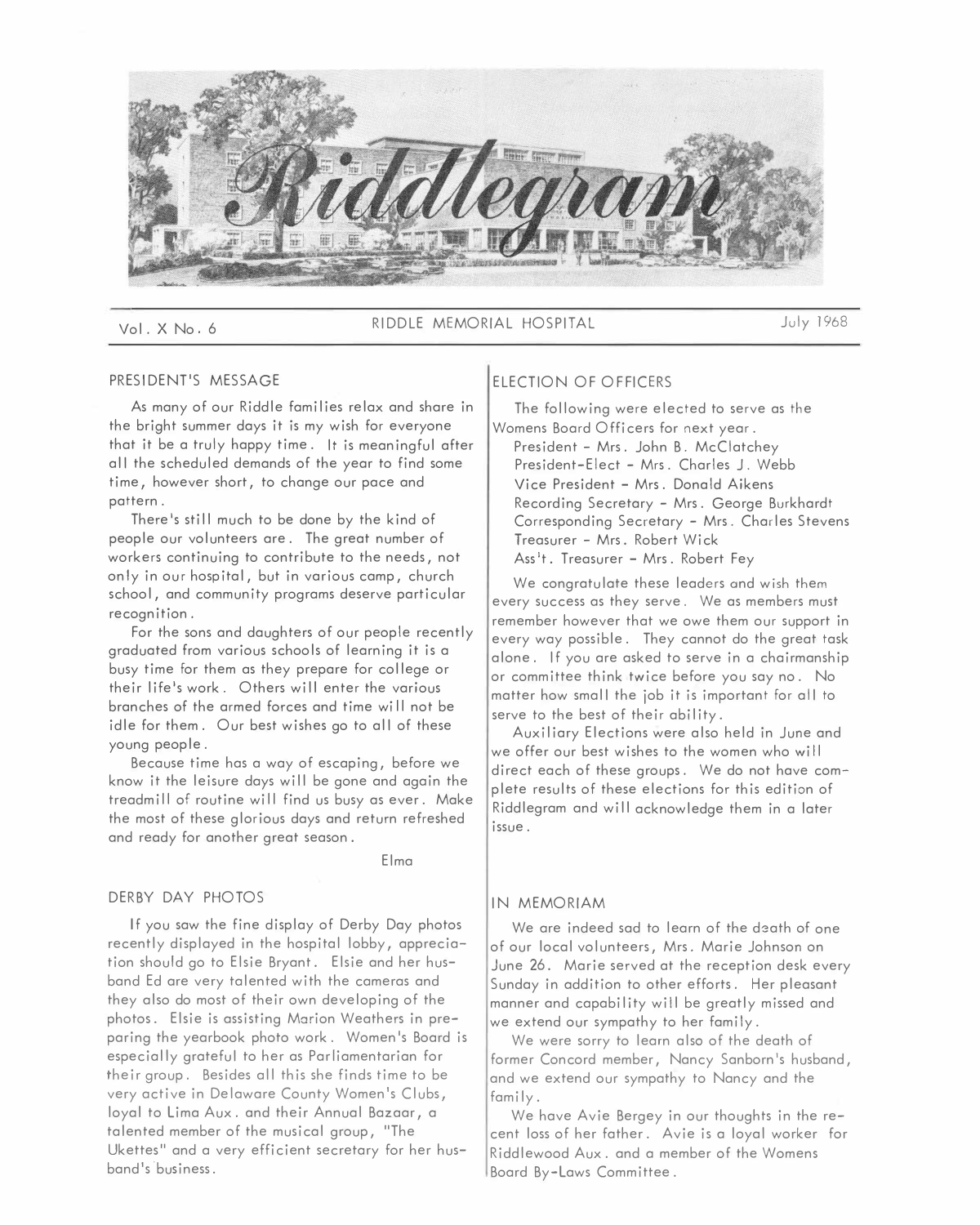# Riddlegram

Vol. X No. 6 — RIDDLE MEMORIAL HOSPITAL — July 1968

## PRESIDENT'S MESSAGE

As many of our Riddle families relax and share in the bright summer days it is my wish for everyone that it be a truly happy time. It is meaningful after all the scheduled demands of the year to find some time, however short, to change our pace and pattern.

There's still much to be done by the kind of people our volunteers are. The great number of workers continuing to contribute to the needs, not only in our hospital, but in various camp, church school, and community programs deserve particular recognition.

For the sons and daughters of our people recently graduated from various schools of learning it is a busy time for them as they prepare for college or their life's work. Others will enter the various branches of the armed forces and time will not be idle for them. Our best wishes go to all of these young people.

Because time has a way of escaping, before we know it the leisure days will be gone and again the treadmill of routine will find us busy as ever. Make the most of these glorious days and return refreshed and ready for another great season.

Elma

## DERBY DAY PHOTOS

If you saw the fine display of Derby Day photos recently displayed in the hospital lobby, appreciation should go to Elsie Bryant. Elsie and her husband Ed are very talented with the cameras and they also do most of their own developing of the photos. Elsie is assisting Marion Weathers in preparing the yearbook photo work. Women's Board is especially grateful to her as Parliamentarian for their group. Besides all this she finds time to be very active in Delaware County Women's Clubs, loyal to Lima Aux. and their Annual Bazaar, a talented member of the musical group, "The Ukettes" and a very efficient secretary for her husband's business.

## ELECTION OF OFFICERS

The following were elected to serve as the Womens Board Officers for next year.

President - Mrs. John B. McClatchey
President-Elect - Mrs. Charles J. Webb
Vice President - Mrs. Donald Aikens
Recording Secretary - Mrs. George Burkhardt
Corresponding Secretary - Mrs. Charles Stevens
Treasurer - Mrs. Robert Wick
Ass't. Treasurer - Mrs. Robert Fey

We congratulate these leaders and wish them every success as they serve. We as members must remember however that we owe them our support in every way possible. They cannot do the great task alone. If you are asked to serve in a chairmanship or committee think twice before you say no. No matter how small the job it is important for all to serve to the best of their ability.

Auxiliary Elections were also held in June and we offer our best wishes to the women who will direct each of these groups. We do not have complete results of these elections for this edition of Riddlegram and will acknowledge them in a later issue.

## IN MEMORIAM

We are indeed sad to learn of the death of one of our local volunteers, Mrs. Marie Johnson on June 26. Marie served at the reception desk every Sunday in addition to other efforts. Her pleasant manner and capability will be greatly missed and we extend our sympathy to her family.

We were sorry to learn also of the death of former Concord member, Nancy Sanborn's husband, and we extend our sympathy to Nancy and the family.

We have Avie Bergey in our thoughts in the recent loss of her father. Avie is a loyal worker for Riddlewood Aux. and a member of the Womens Board By-Laws Committee.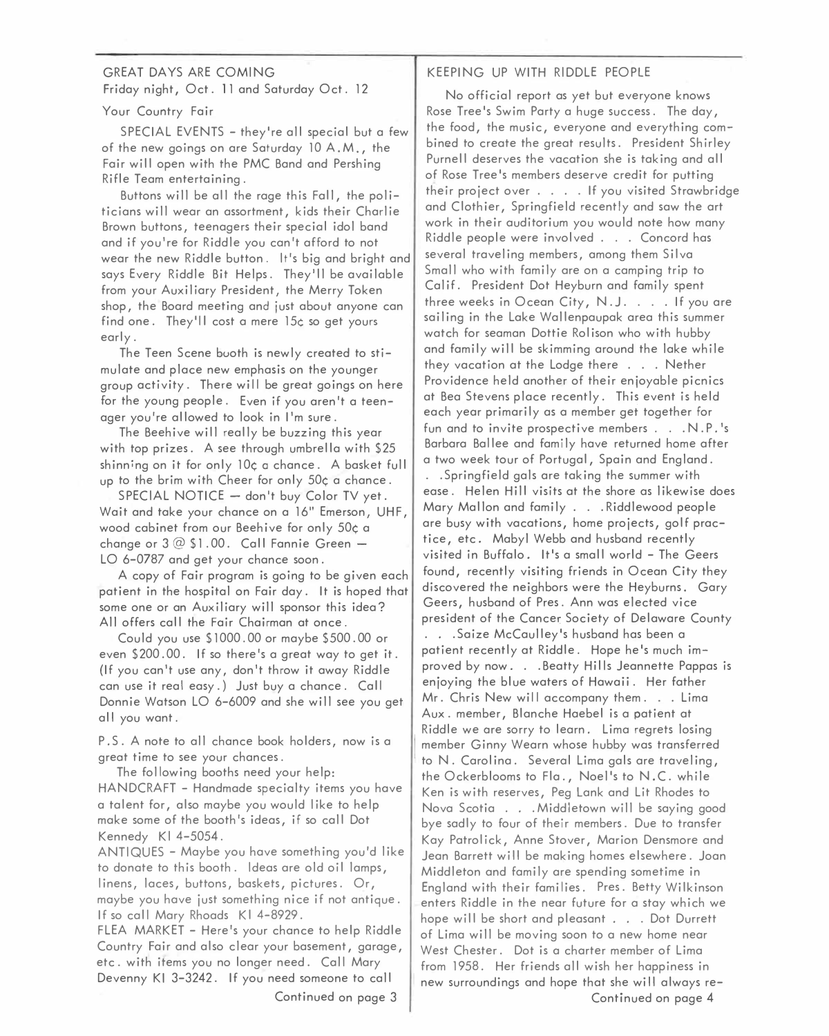## GREAT DAYS ARE COMING

Friday night, Oct. 11 and Saturday Oct. 12

Your Country Fair

SPECIAL EVENTS - they're all special but a few of the new goings on are Saturday 10 A.M., the Fair will open with the PMC Band and Pershing Rifle Team entertaining.

Buttons will be all the rage this Fall, the politicians will wear an assortment, kids their Charlie Brown buttons, teenagers their special idol band and if you're for Riddle you can't afford to not wear the new Riddle button. It's big and bright and says Every Riddle Bit Helps. They'll be available from your Auxiliary President, the Merry Token shop, the Board meeting and just about anyone can find one. They'll cost a mere 15¢ so get yours early.

The Teen Scene booth is newly created to stimulate and place new emphasis on the younger group activity. There will be great goings on here for the young people. Even if you aren't a teenager you're allowed to look in I'm sure.

The Beehive will really be buzzing this year with top prizes. A see through umbrella with $25 shinning on it for only 10¢ a chance. A basket full up to the brim with Cheer for only 50¢ a chance.

SPECIAL NOTICE — don't buy Color TV yet. Wait and take your chance on a 16" Emerson, UHF, wood cabinet from our Beehive for only 50¢ a change or 3 @ $1.00. Call Fannie Green — LO 6-0787 and get your chance soon.

A copy of Fair program is going to be given each patient in the hospital on Fair day. It is hoped that some one or an Auxiliary will sponsor this idea? All offers call the Fair Chairman at once.

Could you use $1000.00 or maybe $500.00 or even $200.00. If so there's a great way to get it. (If you can't use any, don't throw it away Riddle can use it real easy.) Just buy a chance. Call Donnie Watson LO 6-6009 and she will see you get all you want.

P.S. A note to all chance book holders, now is a great time to see your chances.

The following booths need your help:

HANDCRAFT - Handmade specialty items you have a talent for, also maybe you would like to help make some of the booth's ideas, if so call Dot Kennedy KI 4-5054.

ANTIQUES - Maybe you have something you'd like to donate to this booth. Ideas are old oil lamps, linens, laces, buttons, baskets, pictures. Or, maybe you have just something nice if not antique. If so call Mary Rhoads KI 4-8929.

FLEA MARKET - Here's your chance to help Riddle Country Fair and also clear your basement, garage, etc. with items you no longer need. Call Mary Devenny KI 3-3242. If you need someone to call

Continued on page 3

## KEEPING UP WITH RIDDLE PEOPLE

No official report as yet but everyone knows Rose Tree's Swim Party a huge success. The day, the food, the music, everyone and everything combined to create the great results. President Shirley Purnell deserves the vacation she is taking and all of Rose Tree's members deserve credit for putting their project over . . . . If you visited Strawbridge and Clothier, Springfield recently and saw the art work in their auditorium you would note how many Riddle people were involved . . . Concord has several traveling members, among them Silva Small who with family are on a camping trip to Calif. President Dot Heyburn and family spent three weeks in Ocean City, N.J. . . . If you are sailing in the Lake Wallenpaupak area this summer watch for seaman Dottie Rolison who with hubby and family will be skimming around the lake while they vacation at the Lodge there . . . Nether Providence held another of their enjoyable picnics at Bea Stevens place recently. This event is held each year primarily as a member get together for fun and to invite prospective members . . .N.P.'s Barbara Ballee and family have returned home after a two week tour of Portugal, Spain and England. . .Springfield gals are taking the summer with ease. Helen Hill visits at the shore as likewise does Mary Mallon and family . . .Riddlewood people are busy with vacations, home projects, golf practice, etc. Mabyl Webb and husband recently visited in Buffalo. It's a small world - The Geers found, recently visiting friends in Ocean City they discovered the neighbors were the Heyburns. Gary Geers, husband of Pres. Ann was elected vice president of the Cancer Society of Delaware County . . .Saize McCaulley's husband has been a patient recently at Riddle. Hope he's much improved by now. . .Beatty Hills Jeannette Pappas is enjoying the blue waters of Hawaii. Her father Mr. Chris New will accompany them. . . Lima Aux. member, Blanche Haebel is a patient at Riddle we are sorry to learn. Lima regrets losing member Ginny Wearn whose hubby was transferred to N. Carolina. Several Lima gals are traveling, the Ockerblooms to Fla., Noel's to N.C. while Ken is with reserves, Peg Lank and Lit Rhodes to Nova Scotia . . .Middletown will be saying good bye sadly to four of their members. Due to transfer Kay Patrolick, Anne Stover, Marion Densmore and Jean Barrett will be making homes elsewhere. Joan Middleton and family are spending sometime in England with their families. Pres. Betty Wilkinson enters Riddle in the near future for a stay which we hope will be short and pleasant . . . Dot Durrett of Lima will be moving soon to a new home near West Chester. Dot is a charter member of Lima from 1958. Her friends all wish her happiness in new surroundings and hope that she will always re-

Continued on page 4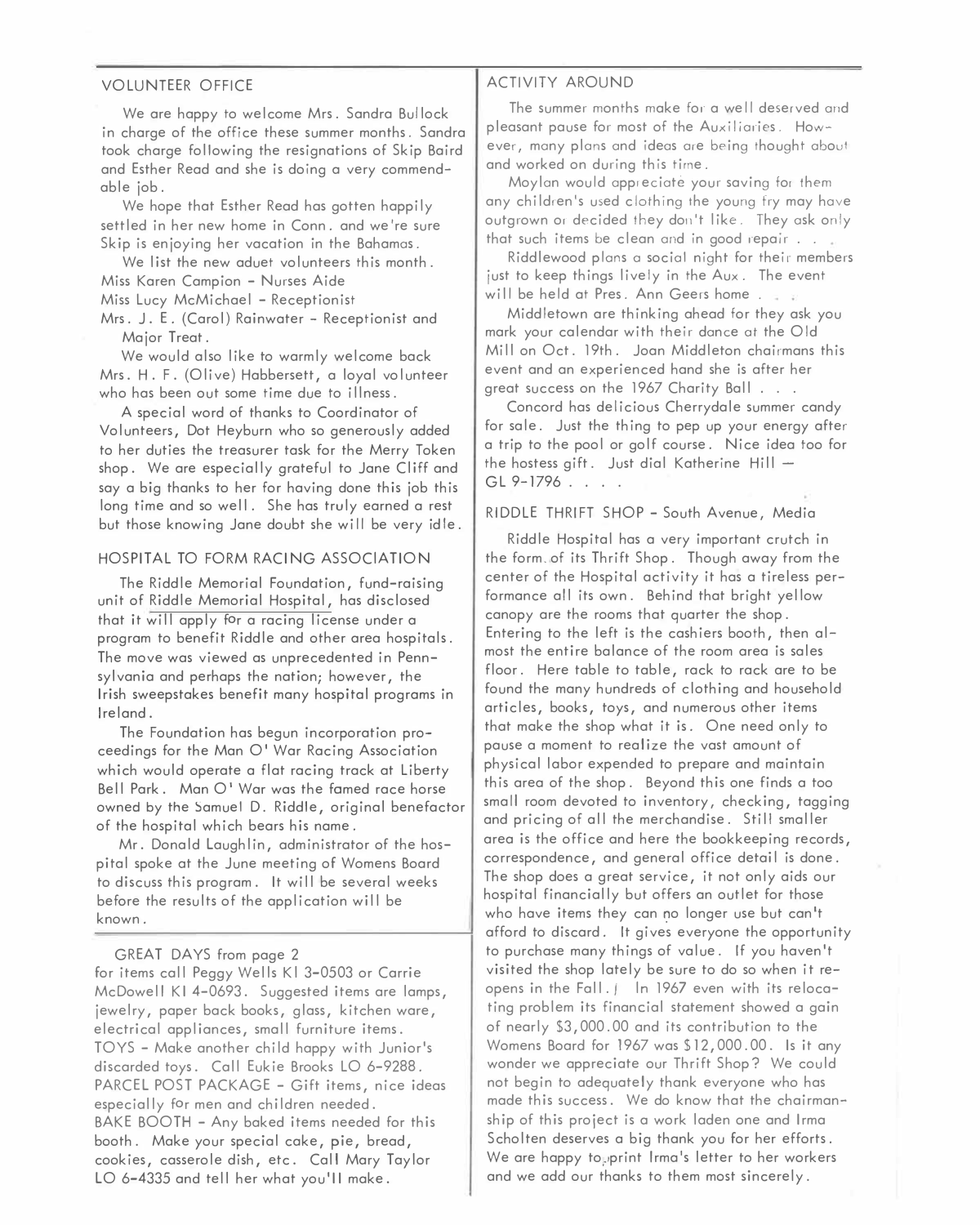## VOLUNTEER OFFICE

We are happy to welcome Mrs. Sandra Bullock in charge of the office these summer months. Sandra took charge following the resignations of Skip Baird and Esther Read and she is doing a very commendable job.

We hope that Esther Read has gotten happily settled in her new home in Conn. and we're sure Skip is enjoying her vacation in the Bahamas.

We list the new aduet volunteers this month.

Miss Karen Campion - Nurses Aide
Miss Lucy McMichael - Receptionist
Mrs. J. E. (Carol) Rainwater - Receptionist and Major Treat.

We would also like to warmly welcome back Mrs. H. F. (Olive) Habbersett, a loyal volunteer who has been out some time due to illness.

A special word of thanks to Coordinator of Volunteers, Dot Heyburn who so generously added to her duties the treasurer task for the Merry Token shop. We are especially grateful to Jane Cliff and say a big thanks to her for having done this job this long time and so well. She has truly earned a rest but those knowing Jane doubt she will be very idle.

## HOSPITAL TO FORM RACING ASSOCIATION

The Riddle Memorial Foundation, fund-raising unit of Riddle Memorial Hospital, has disclosed that it will apply for a racing license under a program to benefit Riddle and other area hospitals. The move was viewed as unprecedented in Pennsylvania and perhaps the nation; however, the Irish sweepstakes benefit many hospital programs in Ireland.

The Foundation has begun incorporation proceedings for the Man O' War Racing Association which would operate a flat racing track at Liberty Bell Park. Man O' War was the famed race horse owned by the Samuel D. Riddle, original benefactor of the hospital which bears his name.

Mr. Donald Laughlin, administrator of the hospital spoke at the June meeting of Womens Board to discuss this program. It will be several weeks before the results of the application will be known.

GREAT DAYS from page 2

for items call Peggy Wells KI 3-0503 or Carrie McDowell KI 4-0693. Suggested items are lamps, jewelry, paper back books, glass, kitchen ware, electrical appliances, small furniture items.

TOYS - Make another child happy with Junior's discarded toys. Call Eukie Brooks LO 6-9288.

PARCEL POST PACKAGE - Gift items, nice ideas especially for men and children needed.

BAKE BOOTH - Any baked items needed for this booth. Make your special cake, pie, bread, cookies, casserole dish, etc. Call Mary Taylor LO 6-4335 and tell her what you'll make.

## ACTIVITY AROUND

The summer months make for a well deserved and pleasant pause for most of the Auxiliaries. However, many plans and ideas are being thought about and worked on during this time.

Moylan would appreciate your saving for them any children's used clothing the young fry may have outgrown or decided they don't like. They ask only that such items be clean and in good repair . . .

Riddlewood plans a social night for their members just to keep things lively in the Aux. The event will be held at Pres. Ann Geers home . . .

Middletown are thinking ahead for they ask you mark your calendar with their dance at the Old Mill on Oct. 19th. Joan Middleton chairmans this event and an experienced hand she is after her great success on the 1967 Charity Ball . . .

Concord has delicious Cherrydale summer candy for sale. Just the thing to pep up your energy after a trip to the pool or golf course. Nice idea too for the hostess gift. Just dial Katherine Hill — GL 9-1796 . . . .

## RIDDLE THRIFT SHOP - South Avenue, Media

Riddle Hospital has a very important crutch in the form of its Thrift Shop. Though away from the center of the Hospital activity it has a tireless performance all its own. Behind that bright yellow canopy are the rooms that quarter the shop. Entering to the left is the cashiers booth, then almost the entire balance of the room area is sales floor. Here table to table, rack to rack are to be found the many hundreds of clothing and household articles, books, toys, and numerous other items that make the shop what it is. One need only to pause a moment to realize the vast amount of physical labor expended to prepare and maintain this area of the shop. Beyond this one finds a too small room devoted to inventory, checking, tagging and pricing of all the merchandise. Still smaller area is the office and here the bookkeeping records, correspondence, and general office detail is done. The shop does a great service, it not only aids our hospital financially but offers an outlet for those who have items they can no longer use but can't afford to discard. It gives everyone the opportunity to purchase many things of value. If you haven't visited the shop lately be sure to do so when it reopens in the Fall. In 1967 even with its relocating problem its financial statement showed a gain of nearly $3,000.00 and its contribution to the Womens Board for 1967 was $12,000.00. Is it any wonder we appreciate our Thrift Shop? We could not begin to adequately thank everyone who has made this success. We do know that the chairmanship of this project is a work laden one and Irma Scholten deserves a big thank you for her efforts. We are happy to reprint Irma's letter to her workers and we add our thanks to them most sincerely.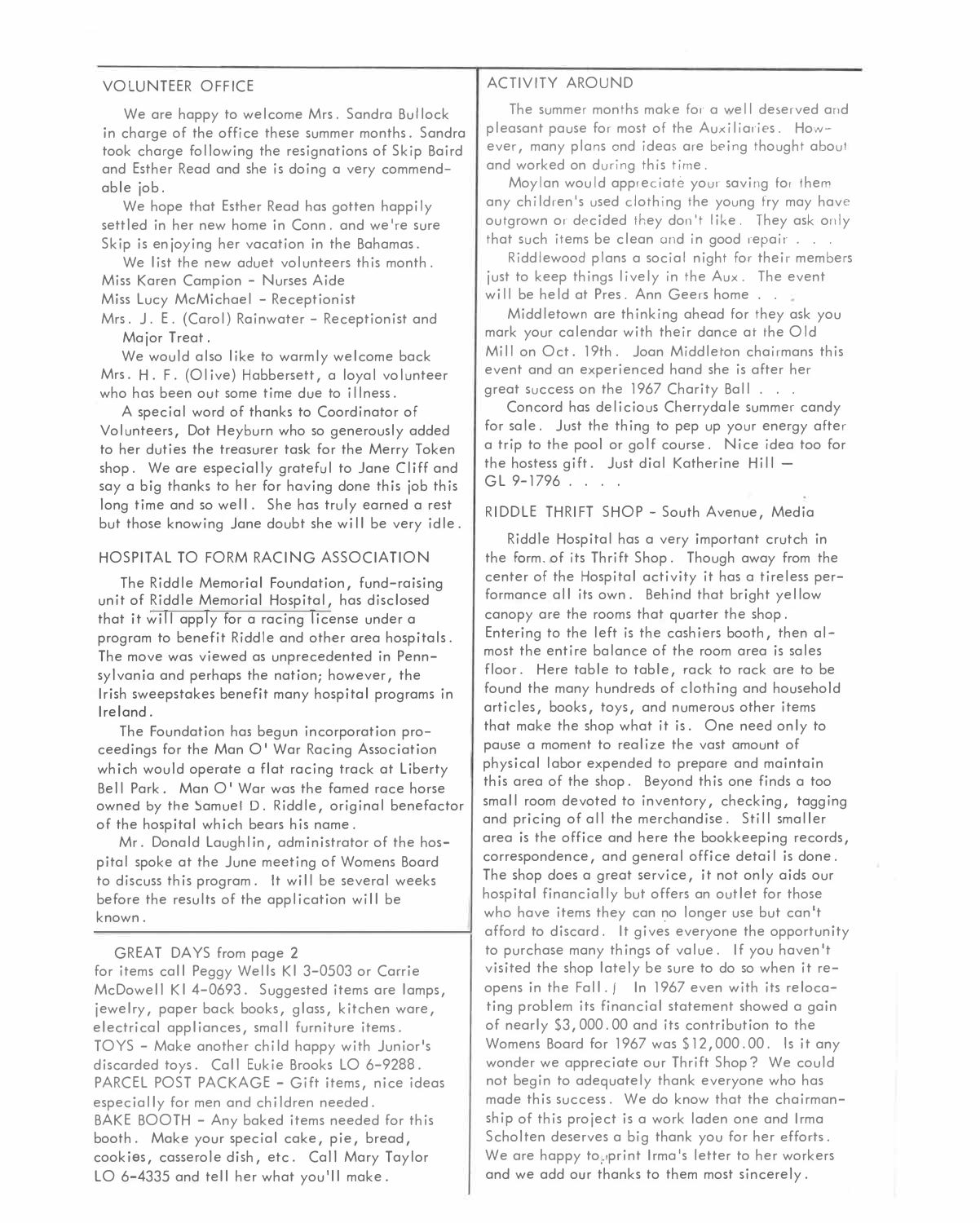## VOLUNTEER OFFICE

We are happy to welcome Mrs. Sandra Bullock in charge of the office these summer months. Sandra took charge following the resignations of Skip Baird and Esther Read and she is doing a very commendable job.

We hope that Esther Read has gotten happily settled in her new home in Conn. and we're sure Skip is enjoying her vacation in the Bahamas.

We list the new aduet volunteers this month.

Miss Karen Campion - Nurses Aide
Miss Lucy McMichael - Receptionist
Mrs. J. E. (Carol) Rainwater - Receptionist and Major Treat.

We would also like to warmly welcome back Mrs. H. F. (Olive) Habbersett, a loyal volunteer who has been out some time due to illness.

A special word of thanks to Coordinator of Volunteers, Dot Heyburn who so generously added to her duties the treasurer task for the Merry Token shop. We are especially grateful to Jane Cliff and say a big thanks to her for having done this job this long time and so well. She has truly earned a rest but those knowing Jane doubt she will be very idle.

## HOSPITAL TO FORM RACING ASSOCIATION

The Riddle Memorial Foundation, fund-raising unit of Riddle Memorial Hospital, has disclosed that it will apply for a racing license under a program to benefit Riddle and other area hospitals. The move was viewed as unprecedented in Pennsylvania and perhaps the nation; however, the Irish sweepstakes benefit many hospital programs in Ireland.

The Foundation has begun incorporation proceedings for the Man O' War Racing Association which would operate a flat racing track at Liberty Bell Park. Man O' War was the famed race horse owned by the Samuel D. Riddle, original benefactor of the hospital which bears his name.

Mr. Donald Laughlin, administrator of the hospital spoke at the June meeting of Womens Board to discuss this program. It will be several weeks before the results of the application will be known.

GREAT DAYS from page 2

for items call Peggy Wells KI 3-0503 or Carrie McDowell KI 4-0693. Suggested items are lamps, jewelry, paper back books, glass, kitchen ware, electrical appliances, small furniture items.
TOYS - Make another child happy with Junior's discarded toys. Call Eukie Brooks LO 6-9288.
PARCEL POST PACKAGE - Gift items, nice ideas especially for men and children needed.
BAKE BOOTH - Any baked items needed for this booth. Make your special cake, pie, bread, cookies, casserole dish, etc. Call Mary Taylor LO 6-4335 and tell her what you'll make.

## ACTIVITY AROUND

The summer months make for a well deserved and pleasant pause for most of the Auxiliaries. However, many plans and ideas are being thought about and worked on during this time.

Moylan would appreciate your saving for them any children's used clothing the young fry may have outgrown or decided they don't like. They ask only that such items be clean and in good repair . . .

Riddlewood plans a social night for their members just to keep things lively in the Aux. The event will be held at Pres. Ann Geers home . . .

Middletown are thinking ahead for they ask you mark your calendar with their dance at the Old Mill on Oct. 19th. Joan Middleton chairmans this event and an experienced hand she is after her great success on the 1967 Charity Ball . . .

Concord has delicious Cherrydale summer candy for sale. Just the thing to pep up your energy after a trip to the pool or golf course. Nice idea too for the hostess gift. Just dial Katherine Hill — GL 9-1796 . . . .

## RIDDLE THRIFT SHOP - South Avenue, Media

Riddle Hospital has a very important crutch in the form of its Thrift Shop. Though away from the center of the Hospital activity it has a tireless performance all its own. Behind that bright yellow canopy are the rooms that quarter the shop. Entering to the left is the cashiers booth, then almost the entire balance of the room area is sales floor. Here table to table, rack to rack are to be found the many hundreds of clothing and household articles, books, toys, and numerous other items that make the shop what it is. One need only to pause a moment to realize the vast amount of physical labor expended to prepare and maintain this area of the shop. Beyond this one finds a too small room devoted to inventory, checking, tagging and pricing of all the merchandise. Still smaller area is the office and here the bookkeeping records, correspondence, and general office detail is done. The shop does a great service, it not only aids our hospital financially but offers an outlet for those who have items they can no longer use but can't afford to discard. It gives everyone the opportunity to purchase many things of value. If you haven't visited the shop lately be sure to do so when it reopens in the Fall. In 1967 even with its relocating problem its financial statement showed a gain of nearly $3,000.00 and its contribution to the Womens Board for 1967 was $12,000.00. Is it any wonder we appreciate our Thrift Shop? We could not begin to adequately thank everyone who has made this success. We do know that the chairmanship of this project is a work laden one and Irma Scholten deserves a big thank you for her efforts. We are happy to reprint Irma's letter to her workers and we add our thanks to them most sincerely.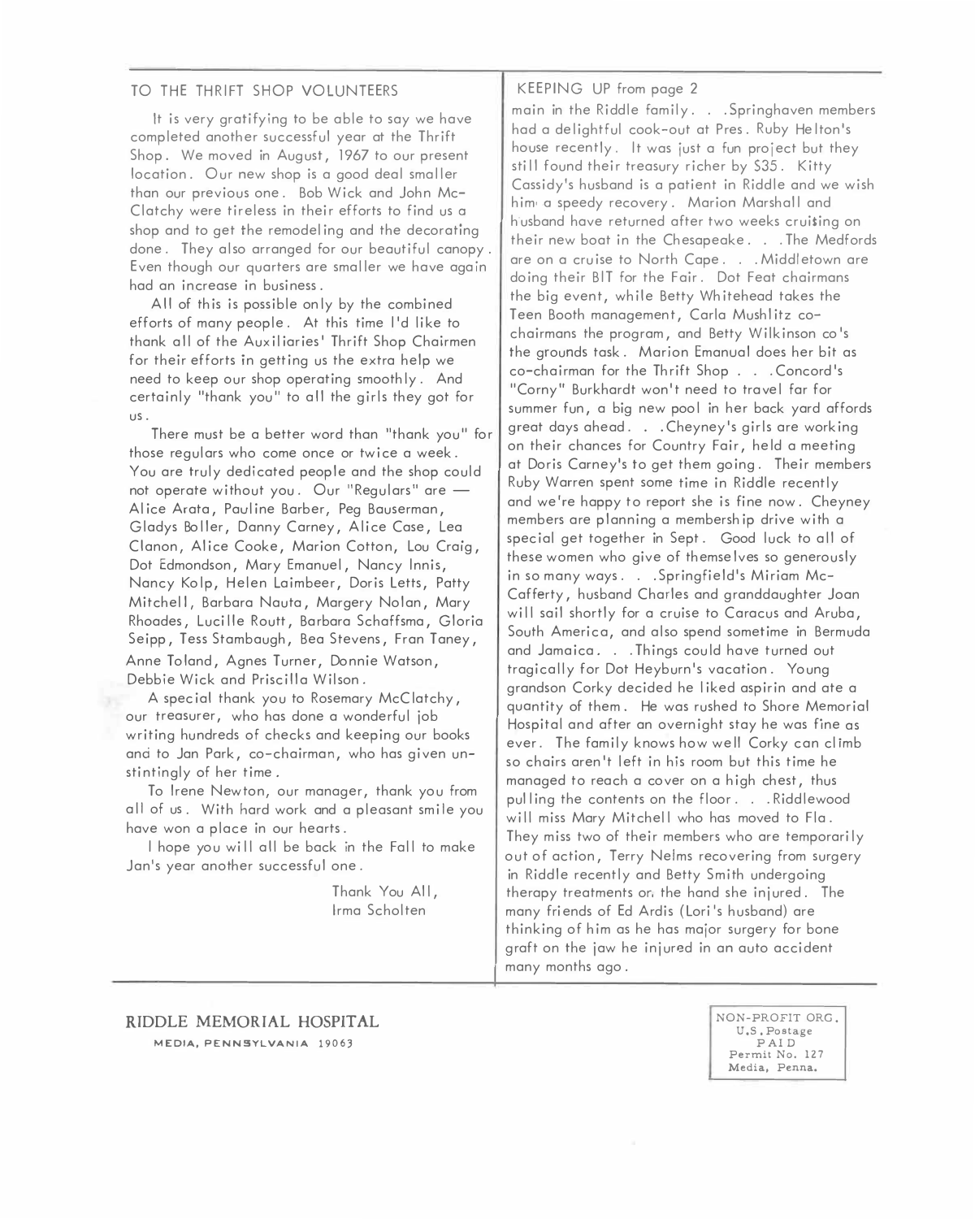## TO THE THRIFT SHOP VOLUNTEERS

It is very gratifying to be able to say we have completed another successful year at the Thrift Shop. We moved in August, 1967 to our present location. Our new shop is a good deal smaller than our previous one. Bob Wick and John McClatchy were tireless in their efforts to find us a shop and to get the remodeling and the decorating done. They also arranged for our beautiful canopy. Even though our quarters are smaller we have again had an increase in business.

All of this is possible only by the combined efforts of many people. At this time I'd like to thank all of the Auxiliaries' Thrift Shop Chairmen for their efforts in getting us the extra help we need to keep our shop operating smoothly. And certainly "thank you" to all the girls they got for us.

There must be a better word than "thank you" for those regulars who come once or twice a week. You are truly dedicated people and the shop could not operate without you. Our "Regulars" are — Alice Arata, Pauline Barber, Peg Bauserman, Gladys Boller, Danny Carney, Alice Case, Lea Clanon, Alice Cooke, Marion Cotton, Lou Craig, Dot Edmondson, Mary Emanuel, Nancy Innis, Nancy Kolp, Helen Laimbeer, Doris Letts, Patty Mitchell, Barbara Nauta, Margery Nolan, Mary Rhoades, Lucille Routt, Barbara Schaffsma, Gloria Seipp, Tess Stambaugh, Bea Stevens, Fran Taney, Anne Toland, Agnes Turner, Donnie Watson, Debbie Wick and Priscilla Wilson.

A special thank you to Rosemary McClatchy, our treasurer, who has done a wonderful job writing hundreds of checks and keeping our books and to Jan Park, co-chairman, who has given unstintingly of her time.

To Irene Newton, our manager, thank you from all of us. With hard work and a pleasant smile you have won a place in our hearts.

I hope you will all be back in the Fall to make Jan's year another successful one.

Thank You All,
Irma Scholten

## KEEPING UP from page 2

main in the Riddle family. . . Springhaven members had a delightful cook-out at Pres. Ruby Helton's house recently. It was just a fun project but they still found their treasury richer by $35. Kitty Cassidy's husband is a patient in Riddle and we wish him a speedy recovery. Marion Marshall and husband have returned after two weeks cruising on their new boat in the Chesapeake. . . The Medfords are on a cruise to North Cape. . . Middletown are doing their BIT for the Fair. Dot Feat chairmans the big event, while Betty Whitehead takes the Teen Booth management, Carla Mushlitz co-chairmans the program, and Betty Wilkinson co's the grounds task. Marion Emanual does her bit as co-chairman for the Thrift Shop . . . Concord's "Corny" Burkhardt won't need to travel far for summer fun, a big new pool in her back yard affords great days ahead. . . Cheyney's girls are working on their chances for Country Fair, held a meeting at Doris Carney's to get them going. Their members Ruby Warren spent some time in Riddle recently and we're happy to report she is fine now. Cheyney members are planning a membership drive with a special get together in Sept. Good luck to all of these women who give of themselves so generously in so many ways. . . Springfield's Miriam McCafferty, husband Charles and granddaughter Joan will sail shortly for a cruise to Caracus and Aruba, South America, and also spend sometime in Bermuda and Jamaica. . . Things could have turned out tragically for Dot Heyburn's vacation. Young grandson Corky decided he liked aspirin and ate a quantity of them. He was rushed to Shore Memorial Hospital and after an overnight stay he was fine as ever. The family knows how well Corky can climb so chairs aren't left in his room but this time he managed to reach a cover on a high chest, thus pulling the contents on the floor. . . Riddlewood will miss Mary Mitchell who has moved to Fla. They miss two of their members who are temporarily out of action, Terry Nelms recovering from surgery in Riddle recently and Betty Smith undergoing therapy treatments on the hand she injured. The many friends of Ed Ardis (Lori's husband) are thinking of him as he has major surgery for bone graft on the jaw he injured in an auto accident many months ago.

---

**RIDDLE MEMORIAL HOSPITAL**
MEDIA, PENNSYLVANIA 19063

NON-PROFIT ORG.
U.S. Postage
PAID
Permit No. 127
Media, Penna.